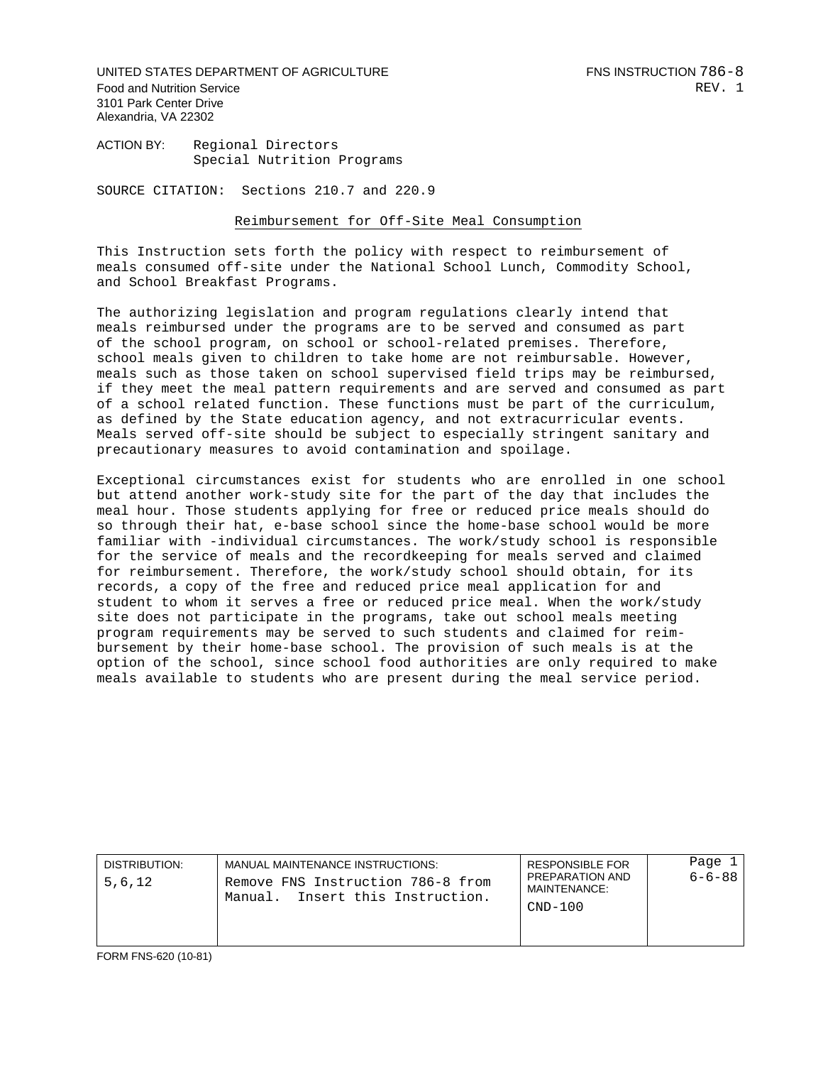UNITED STATES DEPARTMENT OF AGRICULTURE
Food and Nutrition Service
3101 Park Center Drive
Alexandria, VA 22302

FNS INSTRUCTION 786-8
REV. 1

ACTION BY: Regional Directors
Special Nutrition Programs

SOURCE CITATION: Sections 210.7 and 220.9

## Reimbursement for Off-Site Meal Consumption

This Instruction sets forth the policy with respect to reimbursement of meals consumed off-site under the National School Lunch, Commodity School, and School Breakfast Programs.

The authorizing legislation and program regulations clearly intend that meals reimbursed under the programs are to be served and consumed as part of the school program, on school or school-related premises. Therefore, school meals given to children to take home are not reimbursable. However, meals such as those taken on school supervised field trips may be reimbursed, if they meet the meal pattern requirements and are served and consumed as part of a school related function. These functions must be part of the curriculum, as defined by the State education agency, and not extracurricular events. Meals served off-site should be subject to especially stringent sanitary and precautionary measures to avoid contamination and spoilage.

Exceptional circumstances exist for students who are enrolled in one school but attend another work-study site for the part of the day that includes the meal hour. Those students applying for free or reduced price meals should do so through their hat, e-base school since the home-base school would be more familiar with -individual circumstances. The work/study school is responsible for the service of meals and the recordkeeping for meals served and claimed for reimbursement. Therefore, the work/study school should obtain, for its records, a copy of the free and reduced price meal application for and student to whom it serves a free or reduced price meal. When the work/study site does not participate in the programs, take out school meals meeting program requirements may be served to such students and claimed for reimbursement by their home-base school. The provision of such meals is at the option of the school, since school food authorities are only required to make meals available to students who are present during the meal service period.

| DISTRIBUTION: | MANUAL MAINTENANCE INSTRUCTIONS: | RESPONSIBLE FOR PREPARATION AND MAINTENANCE: | Page 1 |
| --- | --- | --- | --- |
| 5,6,12 | Remove FNS Instruction 786-8 from Manual. Insert this Instruction. | CND-100 | 6-6-88 |

FORM FNS-620 (10-81)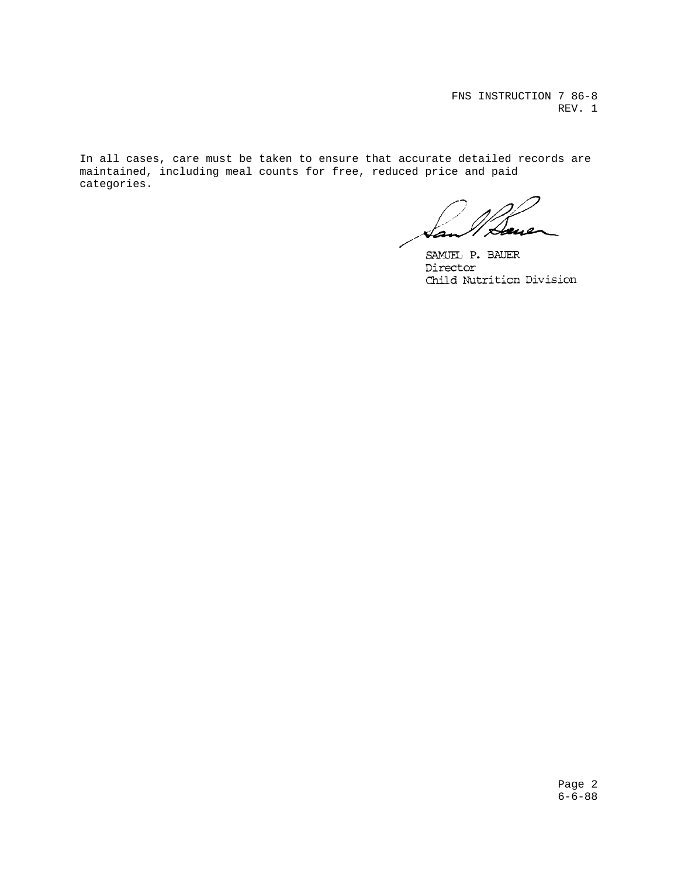In all cases, care must be taken to ensure that accurate detailed records are maintained, including meal counts for free, reduced price and paid categories.

SAMUEL P. BAUER
Director
Child Nutrition Division